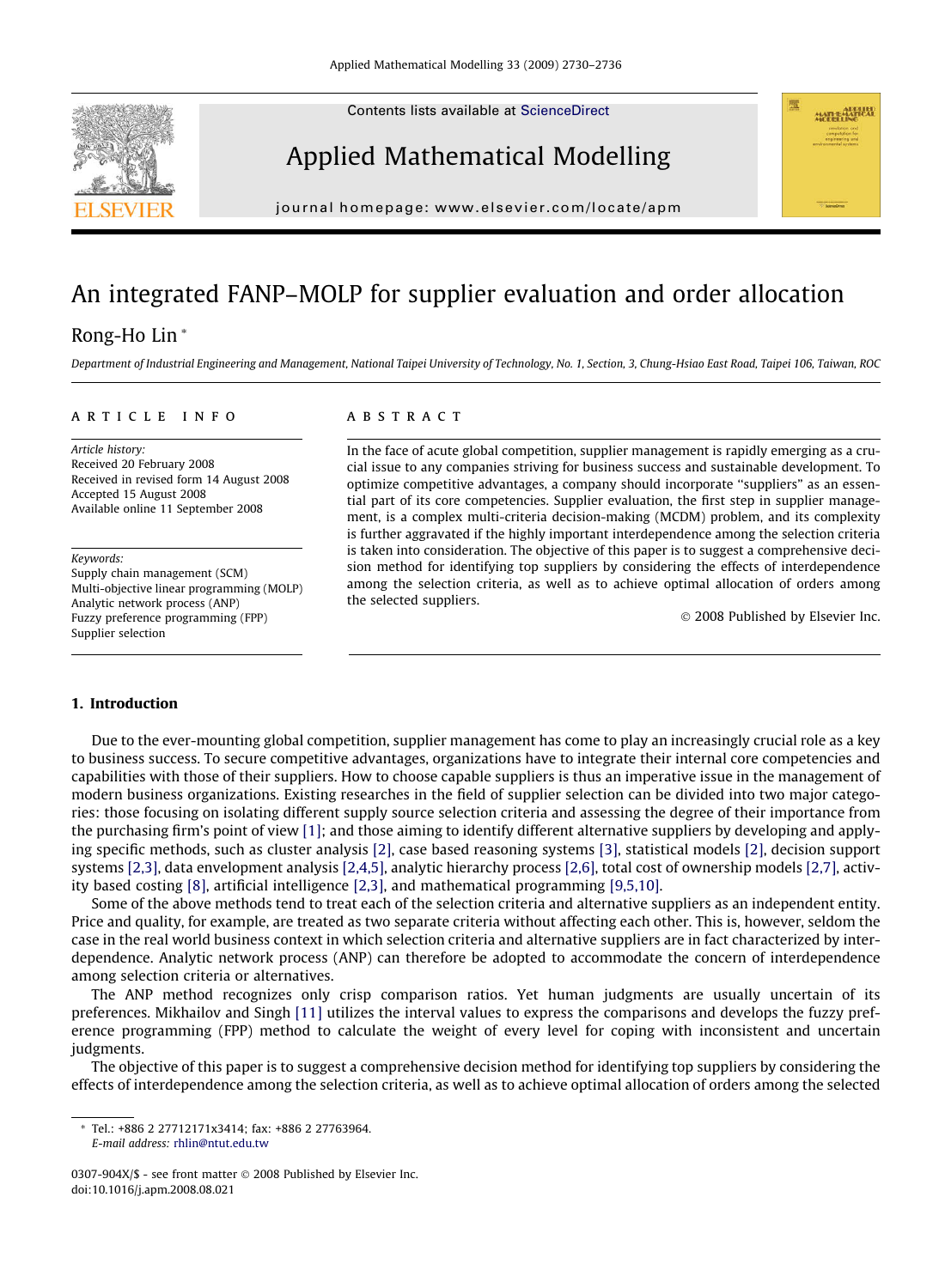# An integrated FANP–MOLP for supplier evaluation and order allocation

Rong-Ho Lin *

*Department of Industrial Engineering and Management, National Taipei University of Technology, No. 1, Section, 3, Chung-Hsiao East Road, Taipei 106, Taiwan, ROC*

## ARTICLE INFO

*Article history:*
Received 20 February 2008
Received in revised form 14 August 2008
Accepted 15 August 2008
Available online 11 September 2008

*Keywords:*
Supply chain management (SCM)
Multi-objective linear programming (MOLP)
Analytic network process (ANP)
Fuzzy preference programming (FPP)
Supplier selection

## ABSTRACT

In the face of acute global competition, supplier management is rapidly emerging as a crucial issue to any companies striving for business success and sustainable development. To optimize competitive advantages, a company should incorporate "suppliers" as an essential part of its core competencies. Supplier evaluation, the first step in supplier management, is a complex multi-criteria decision-making (MCDM) problem, and its complexity is further aggravated if the highly important interdependence among the selection criteria is taken into consideration. The objective of this paper is to suggest a comprehensive decision method for identifying top suppliers by considering the effects of interdependence among the selection criteria, as well as to achieve optimal allocation of orders among the selected suppliers.

© 2008 Published by Elsevier Inc.

## 1. Introduction

Due to the ever-mounting global competition, supplier management has come to play an increasingly crucial role as a key to business success. To secure competitive advantages, organizations have to integrate their internal core competencies and capabilities with those of their suppliers. How to choose capable suppliers is thus an imperative issue in the management of modern business organizations. Existing researches in the field of supplier selection can be divided into two major categories: those focusing on isolating different supply source selection criteria and assessing the degree of their importance from the purchasing firm's point of view [1]; and those aiming to identify different alternative suppliers by developing and applying specific methods, such as cluster analysis [2], case based reasoning systems [3], statistical models [2], decision support systems [2,3], data envelopment analysis [2,4,5], analytic hierarchy process [2,6], total cost of ownership models [2,7], activity based costing [8], artificial intelligence [2,3], and mathematical programming [9,5,10].

Some of the above methods tend to treat each of the selection criteria and alternative suppliers as an independent entity. Price and quality, for example, are treated as two separate criteria without affecting each other. This is, however, seldom the case in the real world business context in which selection criteria and alternative suppliers are in fact characterized by interdependence. Analytic network process (ANP) can therefore be adopted to accommodate the concern of interdependence among selection criteria or alternatives.

The ANP method recognizes only crisp comparison ratios. Yet human judgments are usually uncertain of its preferences. Mikhailov and Singh [11] utilizes the interval values to express the comparisons and develops the fuzzy preference programming (FPP) method to calculate the weight of every level for coping with inconsistent and uncertain judgments.

The objective of this paper is to suggest a comprehensive decision method for identifying top suppliers by considering the effects of interdependence among the selection criteria, as well as to achieve optimal allocation of orders among the selected

* Tel.: +886 2 27712171x3414; fax: +886 2 27763964.
E-mail address: rhlin@ntut.edu.tw

0307-904X/$ - see front matter © 2008 Published by Elsevier Inc.
doi:10.1016/j.apm.2008.08.021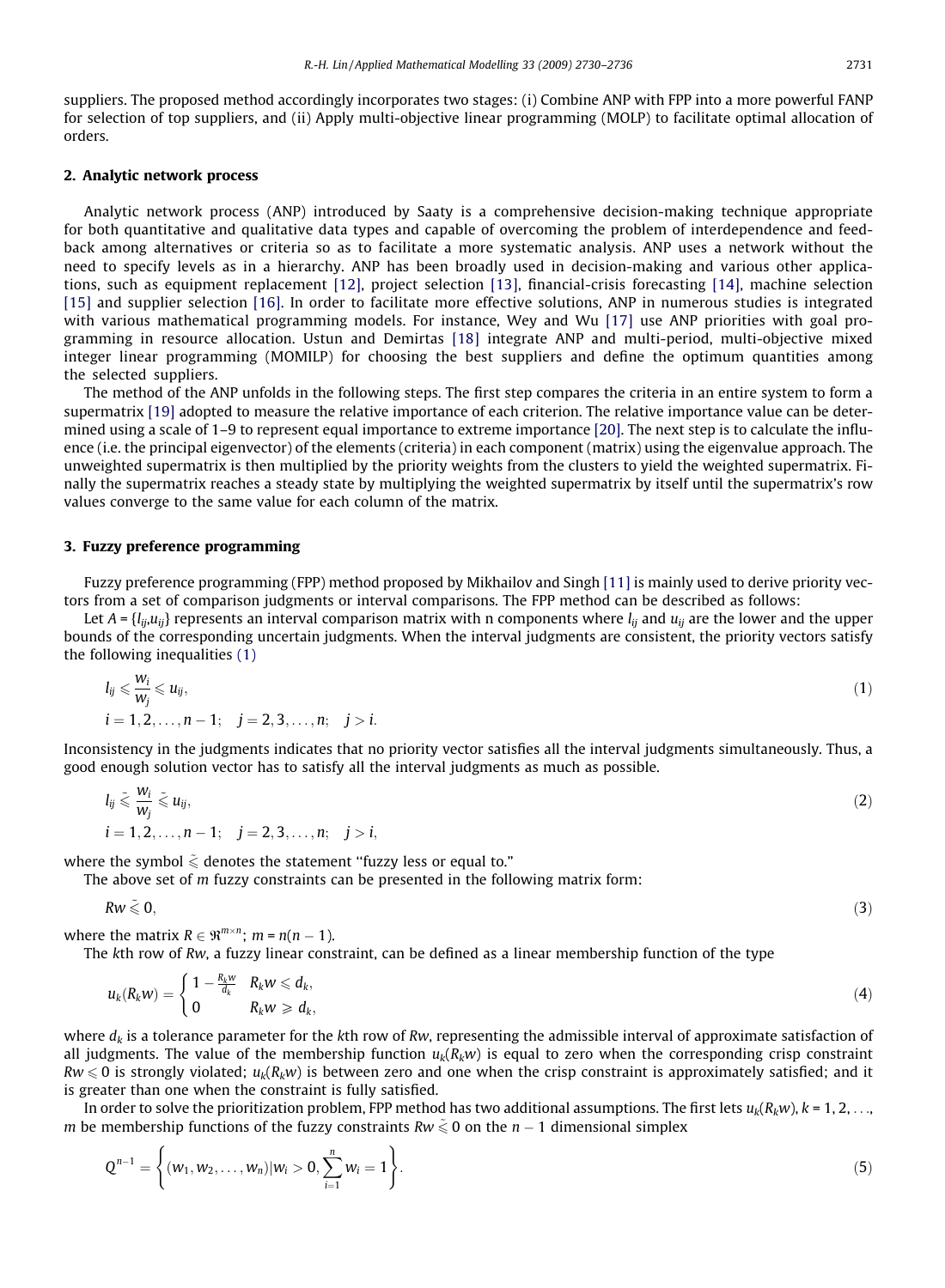suppliers. The proposed method accordingly incorporates two stages: (i) Combine ANP with FPP into a more powerful FANP for selection of top suppliers, and (ii) Apply multi-objective linear programming (MOLP) to facilitate optimal allocation of orders.

## 2. Analytic network process

Analytic network process (ANP) introduced by Saaty is a comprehensive decision-making technique appropriate for both quantitative and qualitative data types and capable of overcoming the problem of interdependence and feedback among alternatives or criteria so as to facilitate a more systematic analysis. ANP uses a network without the need to specify levels as in a hierarchy. ANP has been broadly used in decision-making and various other applications, such as equipment replacement [12], project selection [13], financial-crisis forecasting [14], machine selection [15] and supplier selection [16]. In order to facilitate more effective solutions, ANP in numerous studies is integrated with various mathematical programming models. For instance, Wey and Wu [17] use ANP priorities with goal programming in resource allocation. Ustun and Demirtas [18] integrate ANP and multi-period, multi-objective mixed integer linear programming (MOMILP) for choosing the best suppliers and define the optimum quantities among the selected suppliers.

The method of the ANP unfolds in the following steps. The first step compares the criteria in an entire system to form a supermatrix [19] adopted to measure the relative importance of each criterion. The relative importance value can be determined using a scale of 1–9 to represent equal importance to extreme importance [20]. The next step is to calculate the influence (i.e. the principal eigenvector) of the elements (criteria) in each component (matrix) using the eigenvalue approach. The unweighted supermatrix is then multiplied by the priority weights from the clusters to yield the weighted supermatrix. Finally the supermatrix reaches a steady state by multiplying the weighted supermatrix by itself until the supermatrix's row values converge to the same value for each column of the matrix.

## 3. Fuzzy preference programming

Fuzzy preference programming (FPP) method proposed by Mikhailov and Singh [11] is mainly used to derive priority vectors from a set of comparison judgments or interval comparisons. The FPP method can be described as follows:

Let $A = \{l_{ij}, u_{ij}\}$ represents an interval comparison matrix with n components where $l_{ij}$ and $u_{ij}$ are the lower and the upper bounds of the corresponding uncertain judgments. When the interval judgments are consistent, the priority vectors satisfy the following inequalities (1)

$$l_{ij} \leqslant \frac{w_i}{w_j} \leqslant u_{ij}, \qquad (1)$$
$$i = 1, 2, \ldots, n-1; \quad j = 2, 3, \ldots, n; \quad j > i.$$

Inconsistency in the judgments indicates that no priority vector satisfies all the interval judgments simultaneously. Thus, a good enough solution vector has to satisfy all the interval judgments as much as possible.

$$l_{ij} \tilde{\leqslant} \frac{w_i}{w_j} \tilde{\leqslant} u_{ij}, \qquad (2)$$
$$i = 1, 2, \ldots, n-1; \quad j = 2, 3, \ldots, n; \quad j > i,$$

where the symbol $\tilde{\leqslant}$ denotes the statement "fuzzy less or equal to."

The above set of $m$ fuzzy constraints can be presented in the following matrix form:

$$Rw \tilde{\leqslant} 0, \qquad (3)$$

where the matrix $R \in \Re^{m \times n}$; $m = n(n-1)$.

The $k$th row of $Rw$, a fuzzy linear constraint, can be defined as a linear membership function of the type

$$u_k(R_k w) = \begin{cases} 1 - \frac{R_k w}{d_k} & R_k w \leqslant d_k, \\ 0 & R_k w \geqslant d_k, \end{cases} \qquad (4)$$

where $d_k$ is a tolerance parameter for the $k$th row of $Rw$, representing the admissible interval of approximate satisfaction of all judgments. The value of the membership function $u_k(R_k w)$ is equal to zero when the corresponding crisp constraint $Rw \leqslant 0$ is strongly violated; $u_k(R_k w)$ is between zero and one when the crisp constraint is approximately satisfied; and it is greater than one when the constraint is fully satisfied.

In order to solve the prioritization problem, FPP method has two additional assumptions. The first lets $u_k(R_k w)$, $k = 1, 2, \ldots, m$ be membership functions of the fuzzy constraints $Rw \tilde{\leqslant} 0$ on the $n-1$ dimensional simplex

$$Q^{n-1} = \left\{ (w_1, w_2, \ldots, w_n) | w_i > 0, \sum_{i=1}^{n} w_i = 1 \right\}. \qquad (5)$$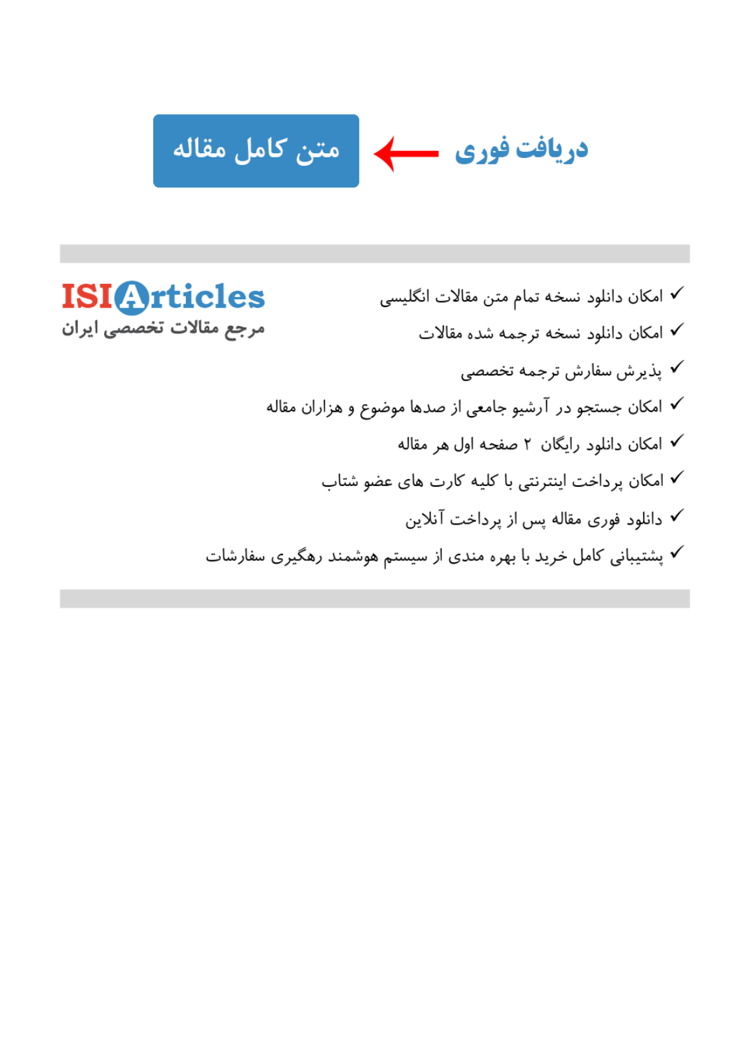دریافت فوری ← متن کامل مقاله

ISIArticles
مرجع مقالات تخصصی ایران

- ✓ امکان دانلود نسخه تمام متن مقالات انگلیسی
- ✓ امکان دانلود نسخه ترجمه شده مقالات
- ✓ پذیرش سفارش ترجمه تخصصی
- ✓ امکان جستجو در آرشیو جامعی از صدها موضوع و هزاران مقاله
- ✓ امکان دانلود رایگان ۲ صفحه اول هر مقاله
- ✓ امکان پرداخت اینترنتی با کلیه کارت های عضو شتاب
- ✓ دانلود فوری مقاله پس از پرداخت آنلاین
- ✓ پشتیبانی کامل خرید با بهره مندی از سیستم هوشمند رهگیری سفارشات